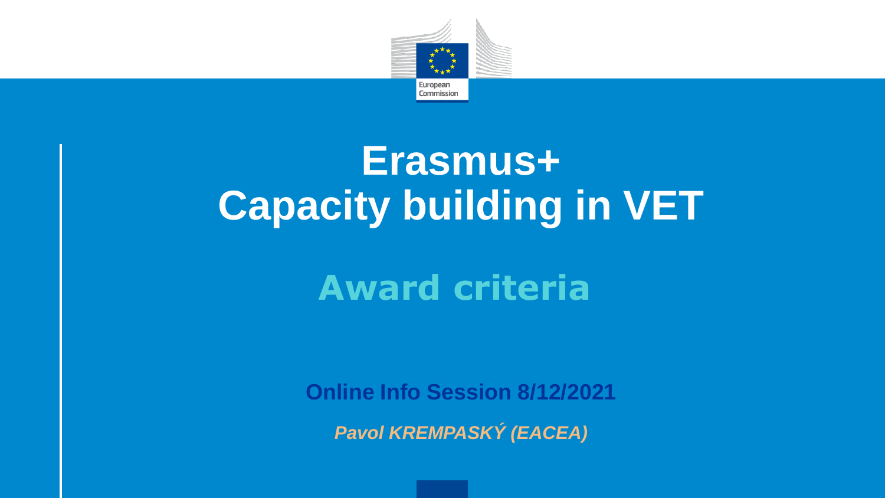# Erasmus+ Capacity building in VET

## Award criteria

**Online Info Session 8/12/2021**

***Pavol KREMPASKÝ (EACEA)***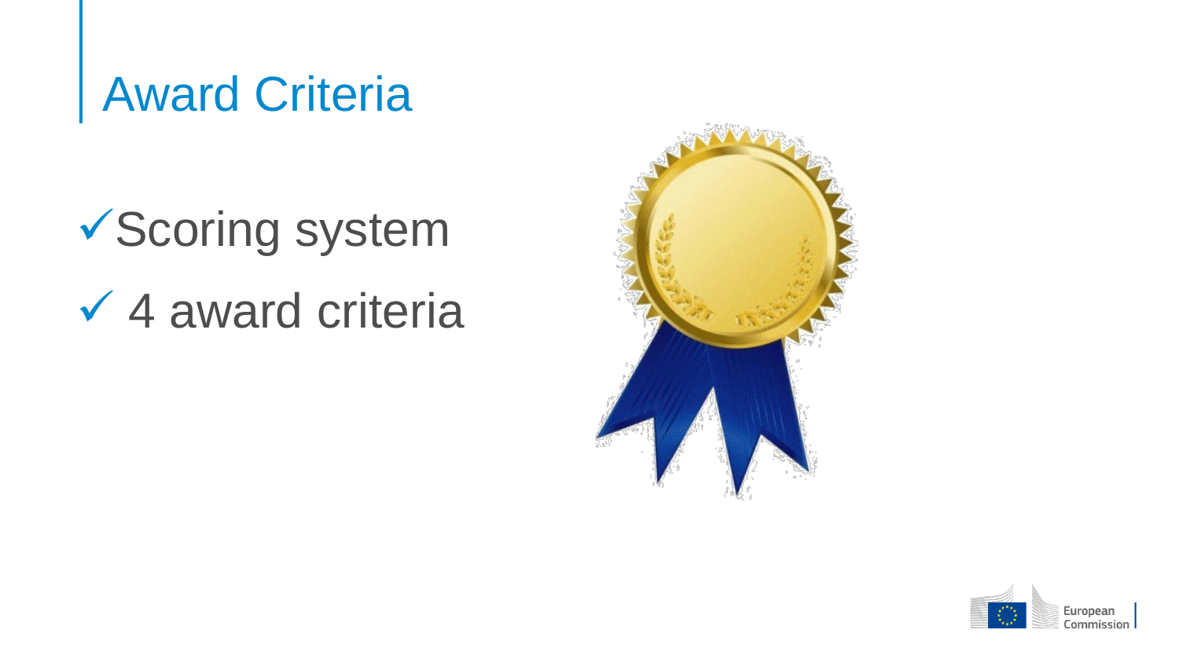# Award Criteria

- ✓ Scoring system
- ✓ 4 award criteria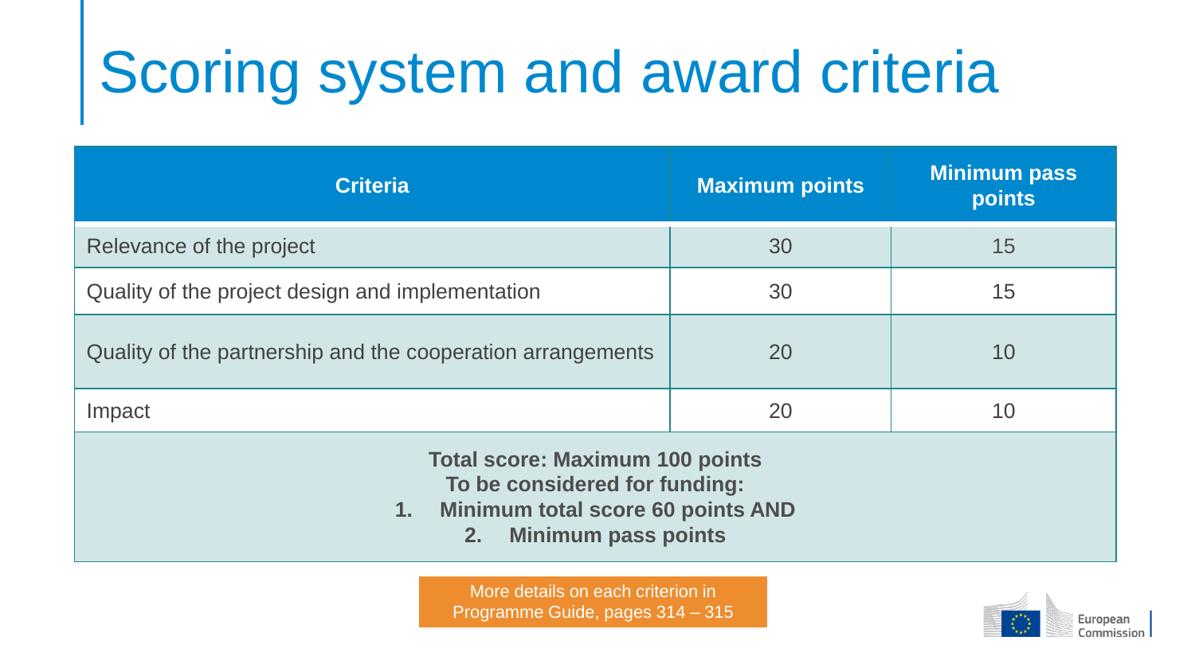# Scoring system and award criteria

| Criteria | Maximum points | Minimum pass points |
| --- | --- | --- |
| Relevance of the project | 30 | 15 |
| Quality of the project design and implementation | 30 | 15 |
| Quality of the partnership and the cooperation arrangements | 20 | 10 |
| Impact | 20 | 10 |

**Total score: Maximum 100 points**
**To be considered for funding:**

1. **Minimum total score 60 points AND**
2. **Minimum pass points**

More details on each criterion in Programme Guide, pages 314 – 315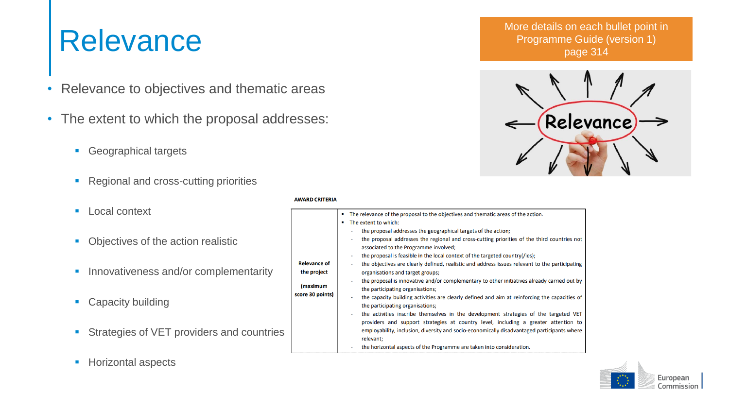# Relevance

More details on each bullet point in Programme Guide (version 1) page 314

- Relevance to objectives and thematic areas
- The extent to which the proposal addresses:
  - Geographical targets
  - Regional and cross-cutting priorities
  - Local context
  - Objectives of the action realistic
  - Innovativeness and/or complementarity
  - Capacity building
  - Strategies of VET providers and countries
  - Horizontal aspects

**AWARD CRITERIA**

| | |
|---|---|
| **Relevance of the project** <br> **(maximum score 30 points)** | ▪ The relevance of the proposal to the objectives and thematic areas of the action. <br> ▪ The extent to which: <br> - the proposal addresses the geographical targets of the action; <br> - the proposal addresses the regional and cross-cutting priorities of the third countries not associated to the Programme involved; <br> - the proposal is feasible in the local context of the targeted country(/ies); <br> - the objectives are clearly defined, realistic and address issues relevant to the participating organisations and target groups; <br> - the proposal is innovative and/or complementary to other initiatives already carried out by the participating organisations; <br> - the capacity building activities are clearly defined and aim at reinforcing the capacities of the participating organisations; <br> - the activities inscribe themselves in the development strategies of the targeted VET providers and support strategies at country level, including a greater attention to employability, inclusion, diversity and socio-economically disadvantaged participants where relevant; <br> - the horizontal aspects of the Programme are taken into consideration. |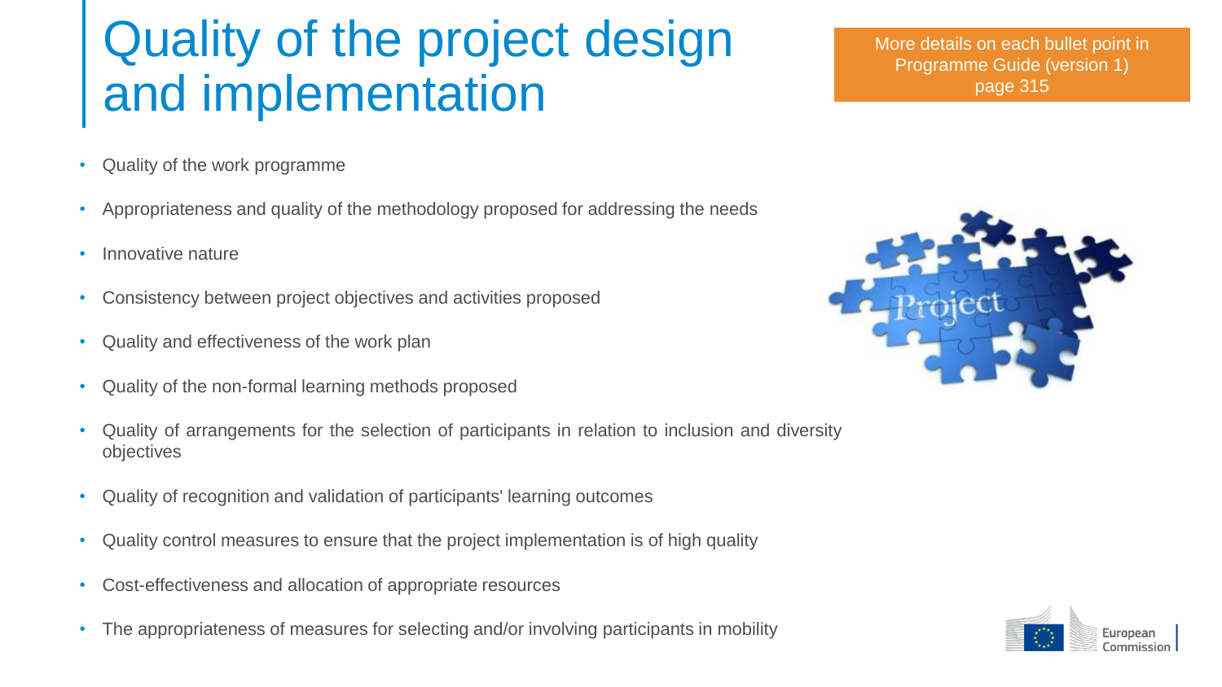# Quality of the project design and implementation

More details on each bullet point in Programme Guide (version 1) page 315

- Quality of the work programme
- Appropriateness and quality of the methodology proposed for addressing the needs
- Innovative nature
- Consistency between project objectives and activities proposed
- Quality and effectiveness of the work plan
- Quality of the non-formal learning methods proposed
- Quality of arrangements for the selection of participants in relation to inclusion and diversity objectives
- Quality of recognition and validation of participants' learning outcomes
- Quality control measures to ensure that the project implementation is of high quality
- Cost-effectiveness and allocation of appropriate resources
- The appropriateness of measures for selecting and/or involving participants in mobility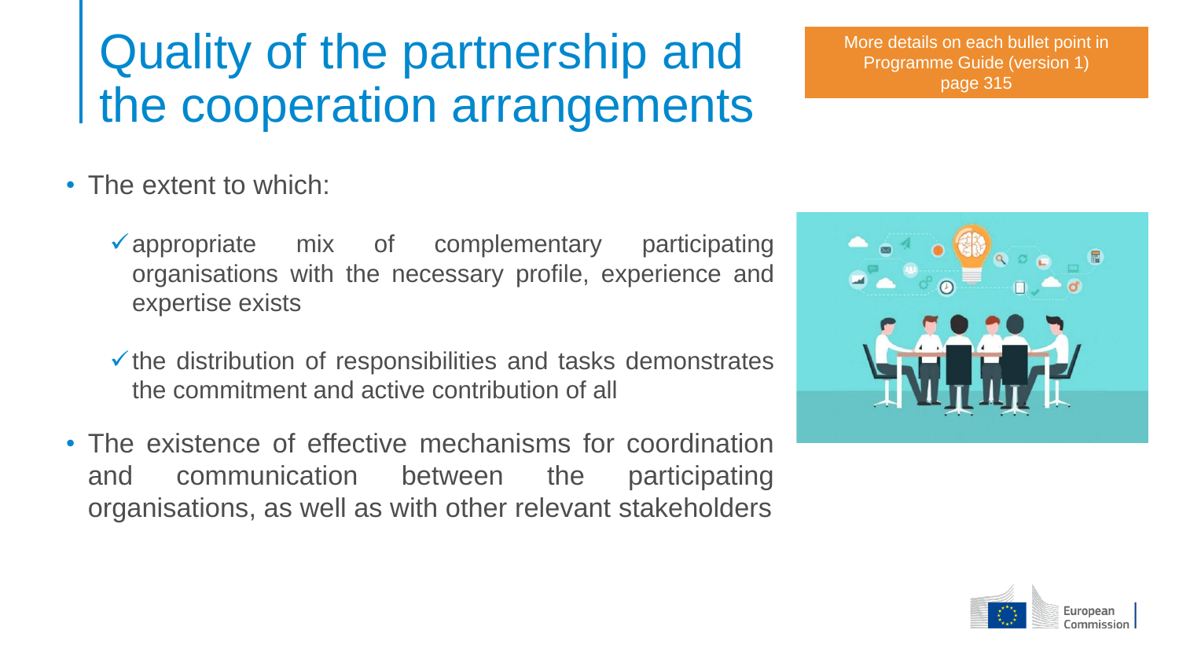# Quality of the partnership and the cooperation arrangements

More details on each bullet point in Programme Guide (version 1) page 315

- The extent to which:
  - ✓ appropriate mix of complementary participating organisations with the necessary profile, experience and expertise exists
  - ✓ the distribution of responsibilities and tasks demonstrates the commitment and active contribution of all
- The existence of effective mechanisms for coordination and communication between the participating organisations, as well as with other relevant stakeholders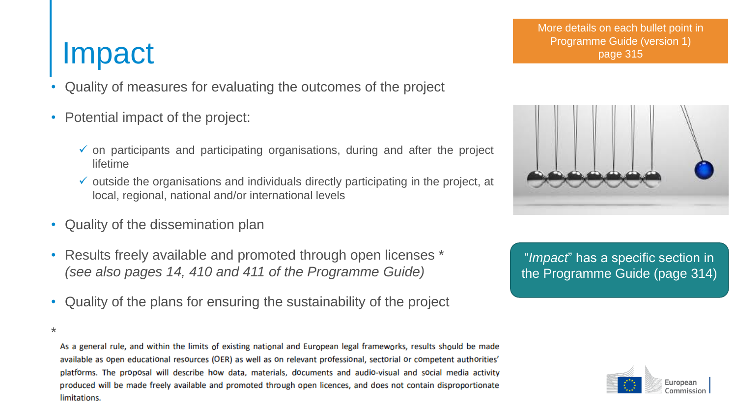# Impact

More details on each bullet point in Programme Guide (version 1) page 315

- Quality of measures for evaluating the outcomes of the project
- Potential impact of the project:
  - ✓ on participants and participating organisations, during and after the project lifetime
  - ✓ outside the organisations and individuals directly participating in the project, at local, regional, national and/or international levels
- Quality of the dissemination plan
- Results freely available and promoted through open licenses *
  *(see also pages 14, 410 and 411 of the Programme Guide)*
- Quality of the plans for ensuring the sustainability of the project

"*Impact*" has a specific section in the Programme Guide (page 314)

*

As a general rule, and within the limits of existing national and European legal frameworks, results should be made available as open educational resources (OER) as well as on relevant professional, sectorial or competent authorities' platforms. The proposal will describe how data, materials, documents and audio-visual and social media activity produced will be made freely available and promoted through open licences, and does not contain disproportionate limitations.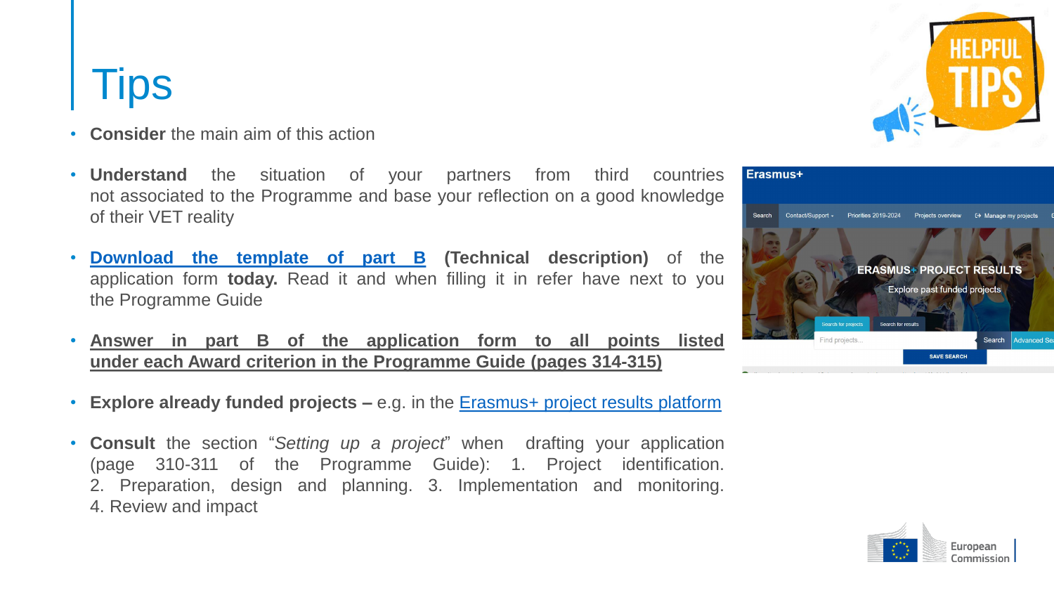# Tips

- **Consider** the main aim of this action
- **Understand** the situation of your partners from third countries not associated to the Programme and base your reflection on a good knowledge of their VET reality
- **Download the template of part B (Technical description)** of the application form **today.** Read it and when filling it in refer have next to you the Programme Guide
- **Answer in part B of the application form to all points listed under each Award criterion in the Programme Guide (pages 314-315)**
- **Explore already funded projects –** e.g. in the Erasmus+ project results platform
- **Consult** the section "*Setting up a project*" when drafting your application (page 310-311 of the Programme Guide): 1. Project identification. 2. Preparation, design and planning. 3. Implementation and monitoring. 4. Review and impact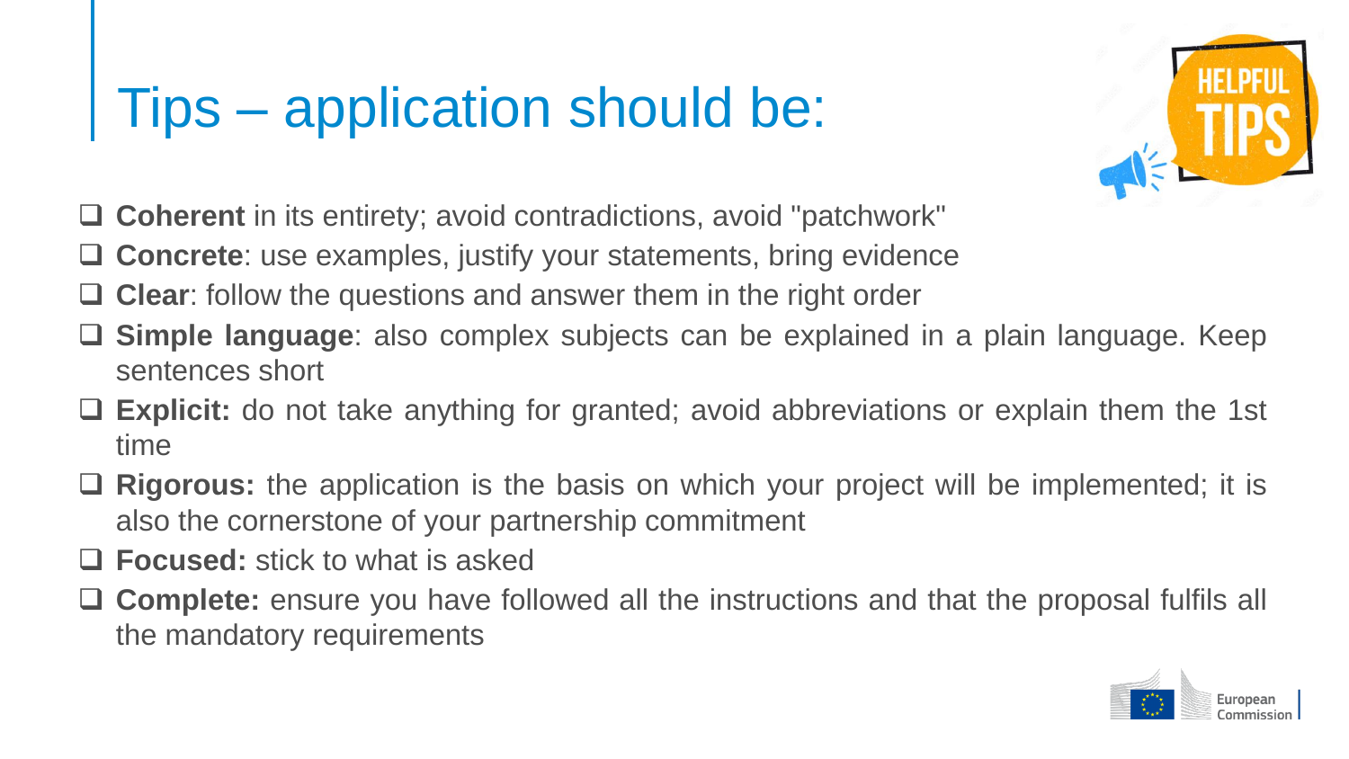# Tips – application should be:

- **Coherent** in its entirety; avoid contradictions, avoid "patchwork"
- **Concrete**: use examples, justify your statements, bring evidence
- **Clear**: follow the questions and answer them in the right order
- **Simple language**: also complex subjects can be explained in a plain language. Keep sentences short
- **Explicit:** do not take anything for granted; avoid abbreviations or explain them the 1st time
- **Rigorous:** the application is the basis on which your project will be implemented; it is also the cornerstone of your partnership commitment
- **Focused:** stick to what is asked
- **Complete:** ensure you have followed all the instructions and that the proposal fulfils all the mandatory requirements